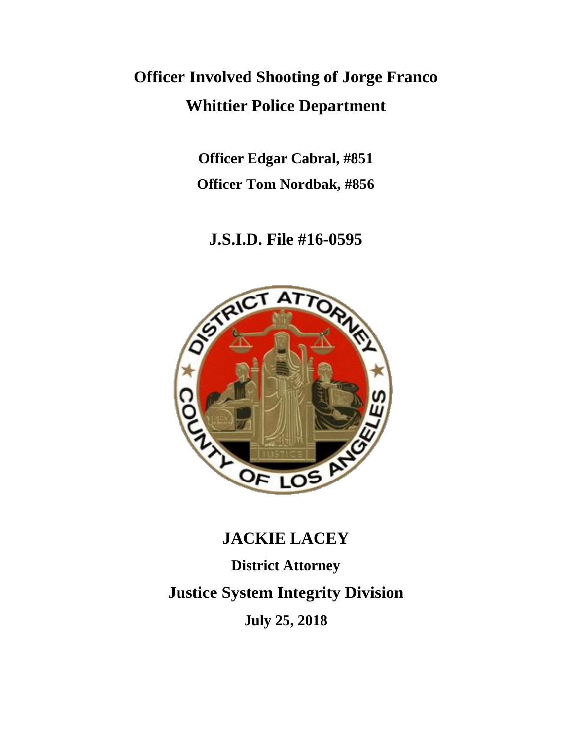# Officer Involved Shooting of Jorge Franco

# Whittier Police Department

**Officer Edgar Cabral, #851**

**Officer Tom Nordbak, #856**

## J.S.I.D. File #16-0595

## JACKIE LACEY

**District Attorney**

## Justice System Integrity Division

**July 25, 2018**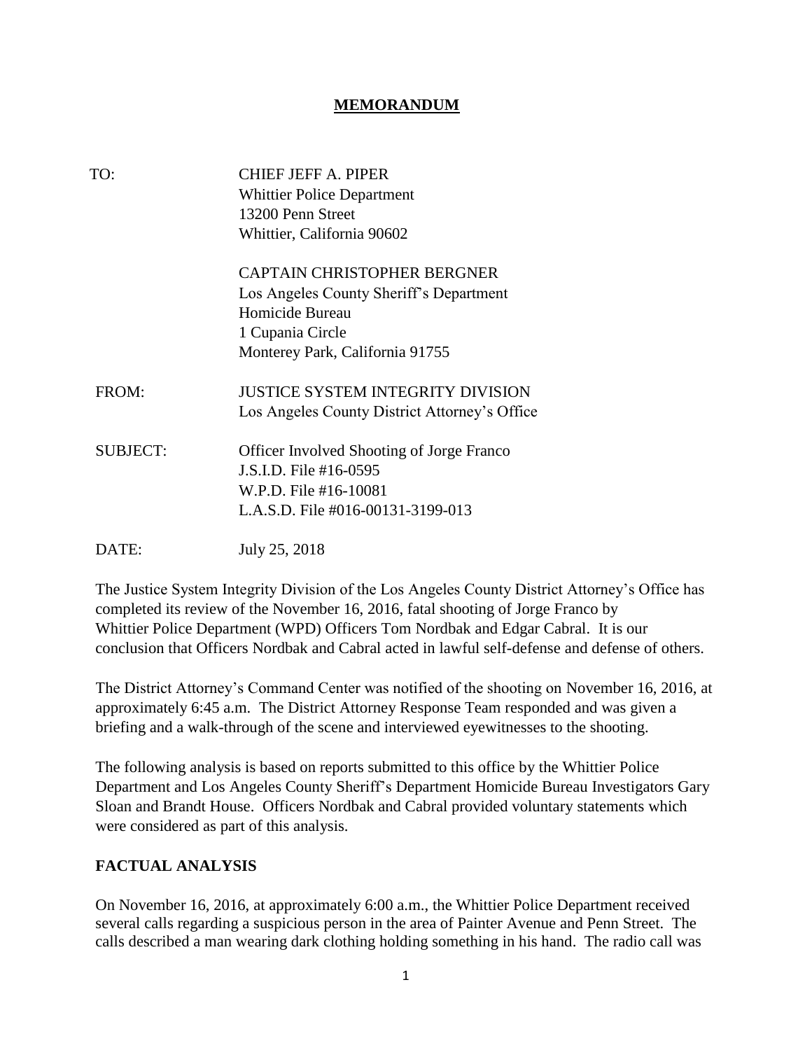# MEMORANDUM

| | |
|---|---|
| TO: | CHIEF JEFF A. PIPER<br>Whittier Police Department<br>13200 Penn Street<br>Whittier, California 90602<br><br>CAPTAIN CHRISTOPHER BERGNER<br>Los Angeles County Sheriff's Department<br>Homicide Bureau<br>1 Cupania Circle<br>Monterey Park, California 91755 |
| FROM: | JUSTICE SYSTEM INTEGRITY DIVISION<br>Los Angeles County District Attorney's Office |
| SUBJECT: | Officer Involved Shooting of Jorge Franco<br>J.S.I.D. File #16-0595<br>W.P.D. File #16-10081<br>L.A.S.D. File #016-00131-3199-013 |
| DATE: | July 25, 2018 |

The Justice System Integrity Division of the Los Angeles County District Attorney's Office has completed its review of the November 16, 2016, fatal shooting of Jorge Franco by Whittier Police Department (WPD) Officers Tom Nordbak and Edgar Cabral. It is our conclusion that Officers Nordbak and Cabral acted in lawful self-defense and defense of others.

The District Attorney's Command Center was notified of the shooting on November 16, 2016, at approximately 6:45 a.m. The District Attorney Response Team responded and was given a briefing and a walk-through of the scene and interviewed eyewitnesses to the shooting.

The following analysis is based on reports submitted to this office by the Whittier Police Department and Los Angeles County Sheriff's Department Homicide Bureau Investigators Gary Sloan and Brandt House. Officers Nordbak and Cabral provided voluntary statements which were considered as part of this analysis.

## FACTUAL ANALYSIS

On November 16, 2016, at approximately 6:00 a.m., the Whittier Police Department received several calls regarding a suspicious person in the area of Painter Avenue and Penn Street. The calls described a man wearing dark clothing holding something in his hand. The radio call was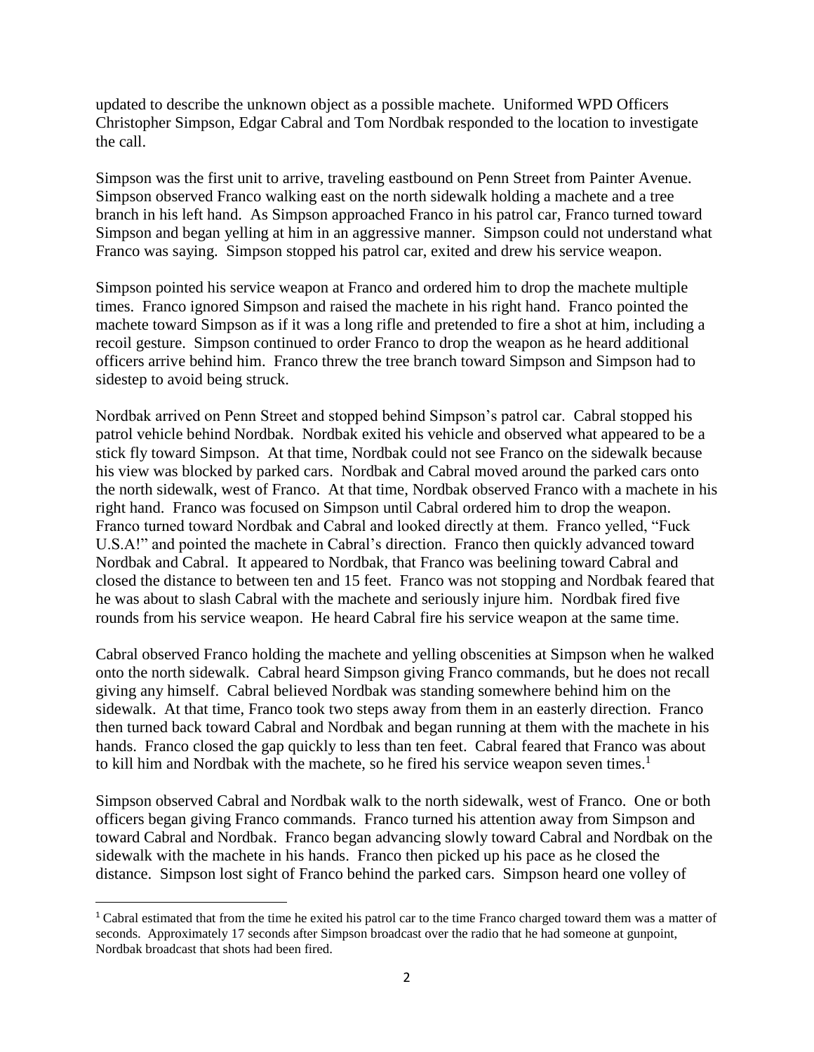updated to describe the unknown object as a possible machete. Uniformed WPD Officers Christopher Simpson, Edgar Cabral and Tom Nordbak responded to the location to investigate the call.

Simpson was the first unit to arrive, traveling eastbound on Penn Street from Painter Avenue. Simpson observed Franco walking east on the north sidewalk holding a machete and a tree branch in his left hand. As Simpson approached Franco in his patrol car, Franco turned toward Simpson and began yelling at him in an aggressive manner. Simpson could not understand what Franco was saying. Simpson stopped his patrol car, exited and drew his service weapon.

Simpson pointed his service weapon at Franco and ordered him to drop the machete multiple times. Franco ignored Simpson and raised the machete in his right hand. Franco pointed the machete toward Simpson as if it was a long rifle and pretended to fire a shot at him, including a recoil gesture. Simpson continued to order Franco to drop the weapon as he heard additional officers arrive behind him. Franco threw the tree branch toward Simpson and Simpson had to sidestep to avoid being struck.

Nordbak arrived on Penn Street and stopped behind Simpson's patrol car. Cabral stopped his patrol vehicle behind Nordbak. Nordbak exited his vehicle and observed what appeared to be a stick fly toward Simpson. At that time, Nordbak could not see Franco on the sidewalk because his view was blocked by parked cars. Nordbak and Cabral moved around the parked cars onto the north sidewalk, west of Franco. At that time, Nordbak observed Franco with a machete in his right hand. Franco was focused on Simpson until Cabral ordered him to drop the weapon. Franco turned toward Nordbak and Cabral and looked directly at them. Franco yelled, "Fuck U.S.A!" and pointed the machete in Cabral's direction. Franco then quickly advanced toward Nordbak and Cabral. It appeared to Nordbak, that Franco was beelining toward Cabral and closed the distance to between ten and 15 feet. Franco was not stopping and Nordbak feared that he was about to slash Cabral with the machete and seriously injure him. Nordbak fired five rounds from his service weapon. He heard Cabral fire his service weapon at the same time.

Cabral observed Franco holding the machete and yelling obscenities at Simpson when he walked onto the north sidewalk. Cabral heard Simpson giving Franco commands, but he does not recall giving any himself. Cabral believed Nordbak was standing somewhere behind him on the sidewalk. At that time, Franco took two steps away from them in an easterly direction. Franco then turned back toward Cabral and Nordbak and began running at them with the machete in his hands. Franco closed the gap quickly to less than ten feet. Cabral feared that Franco was about to kill him and Nordbak with the machete, so he fired his service weapon seven times.[1]

Simpson observed Cabral and Nordbak walk to the north sidewalk, west of Franco. One or both officers began giving Franco commands. Franco turned his attention away from Simpson and toward Cabral and Nordbak. Franco began advancing slowly toward Cabral and Nordbak on the sidewalk with the machete in his hands. Franco then picked up his pace as he closed the distance. Simpson lost sight of Franco behind the parked cars. Simpson heard one volley of

---

[1] Cabral estimated that from the time he exited his patrol car to the time Franco charged toward them was a matter of seconds. Approximately 17 seconds after Simpson broadcast over the radio that he had someone at gunpoint, Nordbak broadcast that shots had been fired.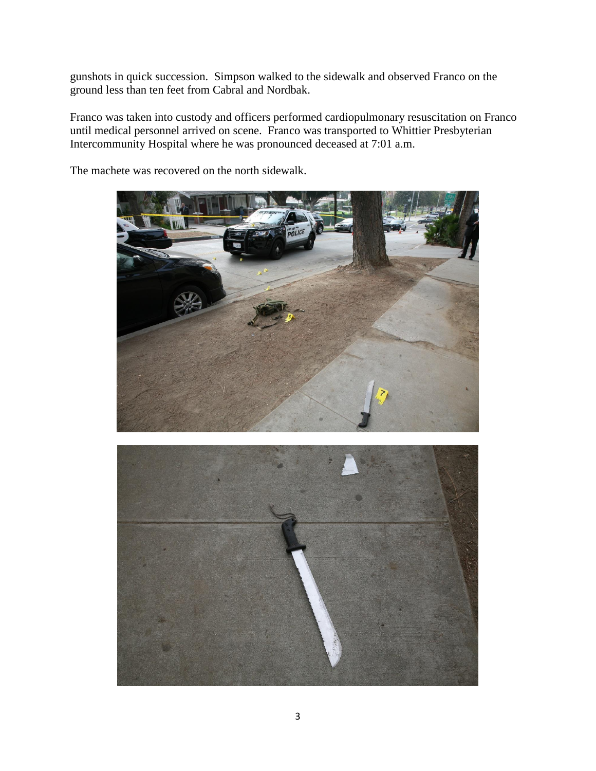gunshots in quick succession. Simpson walked to the sidewalk and observed Franco on the ground less than ten feet from Cabral and Nordbak.

Franco was taken into custody and officers performed cardiopulmonary resuscitation on Franco until medical personnel arrived on scene. Franco was transported to Whittier Presbyterian Intercommunity Hospital where he was pronounced deceased at 7:01 a.m.

The machete was recovered on the north sidewalk.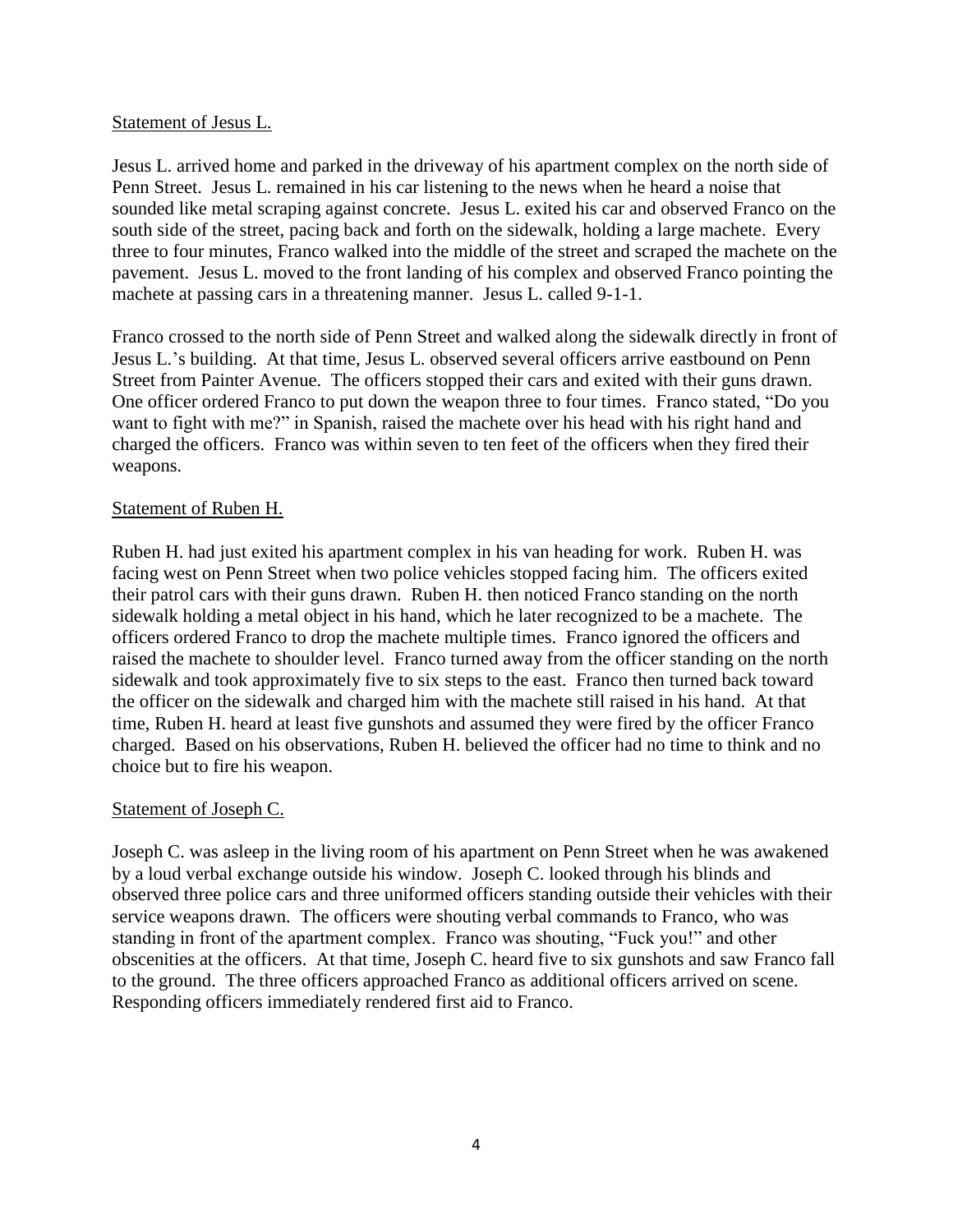Statement of Jesus L.

Jesus L. arrived home and parked in the driveway of his apartment complex on the north side of Penn Street. Jesus L. remained in his car listening to the news when he heard a noise that sounded like metal scraping against concrete. Jesus L. exited his car and observed Franco on the south side of the street, pacing back and forth on the sidewalk, holding a large machete. Every three to four minutes, Franco walked into the middle of the street and scraped the machete on the pavement. Jesus L. moved to the front landing of his complex and observed Franco pointing the machete at passing cars in a threatening manner. Jesus L. called 9-1-1.

Franco crossed to the north side of Penn Street and walked along the sidewalk directly in front of Jesus L.'s building. At that time, Jesus L. observed several officers arrive eastbound on Penn Street from Painter Avenue. The officers stopped their cars and exited with their guns drawn. One officer ordered Franco to put down the weapon three to four times. Franco stated, "Do you want to fight with me?" in Spanish, raised the machete over his head with his right hand and charged the officers. Franco was within seven to ten feet of the officers when they fired their weapons.

Statement of Ruben H.

Ruben H. had just exited his apartment complex in his van heading for work. Ruben H. was facing west on Penn Street when two police vehicles stopped facing him. The officers exited their patrol cars with their guns drawn. Ruben H. then noticed Franco standing on the north sidewalk holding a metal object in his hand, which he later recognized to be a machete. The officers ordered Franco to drop the machete multiple times. Franco ignored the officers and raised the machete to shoulder level. Franco turned away from the officer standing on the north sidewalk and took approximately five to six steps to the east. Franco then turned back toward the officer on the sidewalk and charged him with the machete still raised in his hand. At that time, Ruben H. heard at least five gunshots and assumed they were fired by the officer Franco charged. Based on his observations, Ruben H. believed the officer had no time to think and no choice but to fire his weapon.

Statement of Joseph C.

Joseph C. was asleep in the living room of his apartment on Penn Street when he was awakened by a loud verbal exchange outside his window. Joseph C. looked through his blinds and observed three police cars and three uniformed officers standing outside their vehicles with their service weapons drawn. The officers were shouting verbal commands to Franco, who was standing in front of the apartment complex. Franco was shouting, "Fuck you!" and other obscenities at the officers. At that time, Joseph C. heard five to six gunshots and saw Franco fall to the ground. The three officers approached Franco as additional officers arrived on scene. Responding officers immediately rendered first aid to Franco.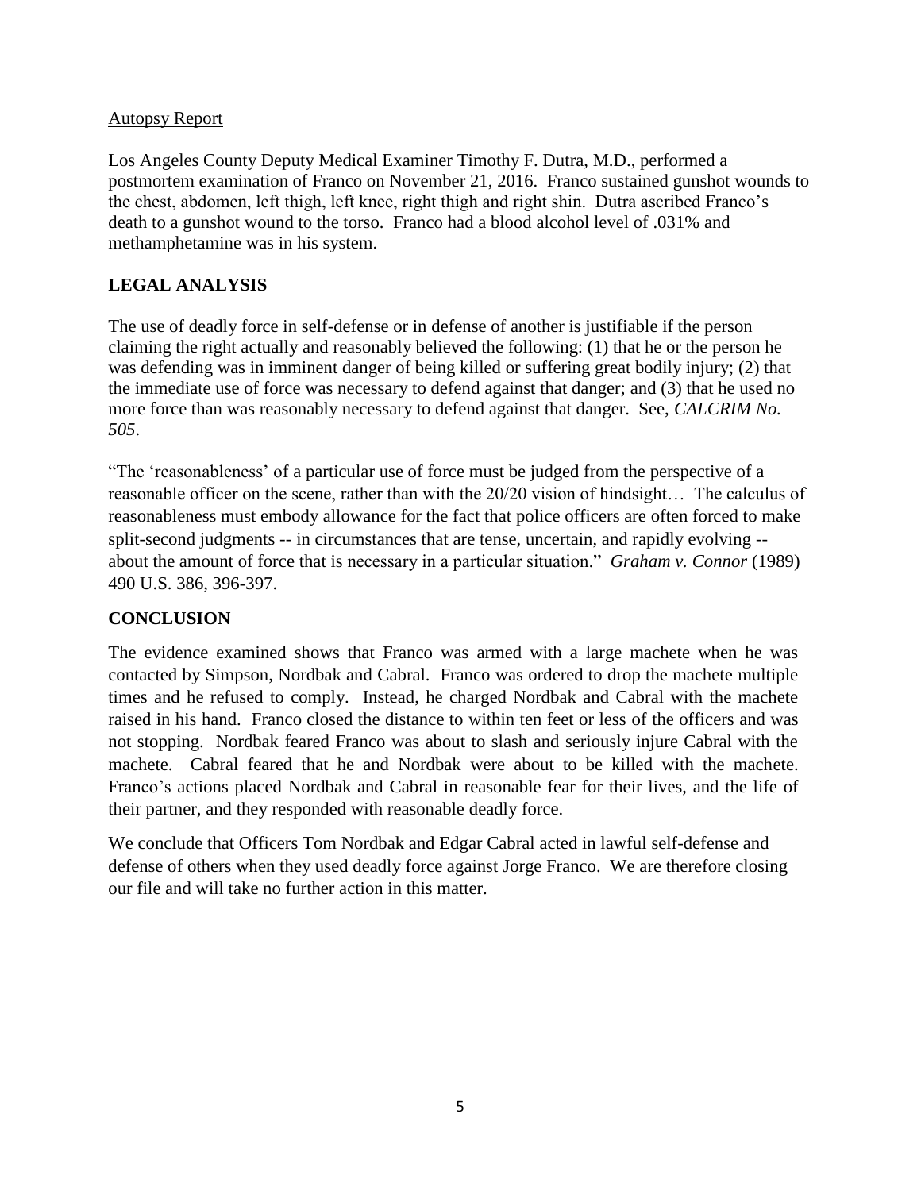Autopsy Report

Los Angeles County Deputy Medical Examiner Timothy F. Dutra, M.D., performed a postmortem examination of Franco on November 21, 2016. Franco sustained gunshot wounds to the chest, abdomen, left thigh, left knee, right thigh and right shin. Dutra ascribed Franco's death to a gunshot wound to the torso. Franco had a blood alcohol level of .031% and methamphetamine was in his system.

## LEGAL ANALYSIS

The use of deadly force in self-defense or in defense of another is justifiable if the person claiming the right actually and reasonably believed the following: (1) that he or the person he was defending was in imminent danger of being killed or suffering great bodily injury; (2) that the immediate use of force was necessary to defend against that danger; and (3) that he used no more force than was reasonably necessary to defend against that danger. See, *CALCRIM No. 505*.

"The 'reasonableness' of a particular use of force must be judged from the perspective of a reasonable officer on the scene, rather than with the 20/20 vision of hindsight… The calculus of reasonableness must embody allowance for the fact that police officers are often forced to make split-second judgments -- in circumstances that are tense, uncertain, and rapidly evolving -- about the amount of force that is necessary in a particular situation." *Graham v. Connor* (1989) 490 U.S. 386, 396-397.

## CONCLUSION

The evidence examined shows that Franco was armed with a large machete when he was contacted by Simpson, Nordbak and Cabral. Franco was ordered to drop the machete multiple times and he refused to comply. Instead, he charged Nordbak and Cabral with the machete raised in his hand. Franco closed the distance to within ten feet or less of the officers and was not stopping. Nordbak feared Franco was about to slash and seriously injure Cabral with the machete. Cabral feared that he and Nordbak were about to be killed with the machete. Franco's actions placed Nordbak and Cabral in reasonable fear for their lives, and the life of their partner, and they responded with reasonable deadly force.

We conclude that Officers Tom Nordbak and Edgar Cabral acted in lawful self-defense and defense of others when they used deadly force against Jorge Franco. We are therefore closing our file and will take no further action in this matter.